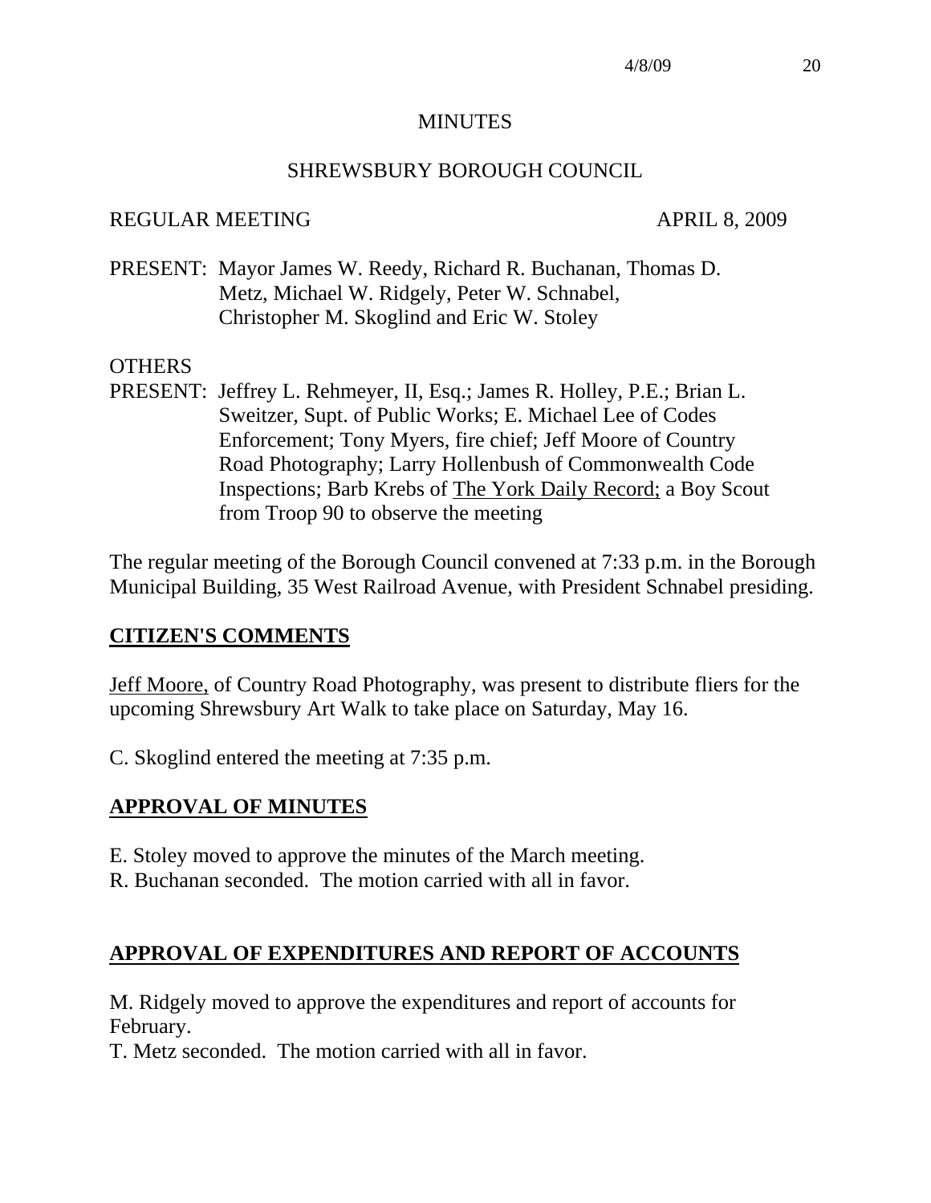# MINUTES

## SHREWSBURY BOROUGH COUNCIL

REGULAR MEETING APRIL 8, 2009

PRESENT: Mayor James W. Reedy, Richard R. Buchanan, Thomas D. Metz, Michael W. Ridgely, Peter W. Schnabel, Christopher M. Skoglind and Eric W. Stoley

OTHERS
PRESENT: Jeffrey L. Rehmeyer, II, Esq.; James R. Holley, P.E.; Brian L. Sweitzer, Supt. of Public Works; E. Michael Lee of Codes Enforcement; Tony Myers, fire chief; Jeff Moore of Country Road Photography; Larry Hollenbush of Commonwealth Code Inspections; Barb Krebs of The York Daily Record; a Boy Scout from Troop 90 to observe the meeting

The regular meeting of the Borough Council convened at 7:33 p.m. in the Borough Municipal Building, 35 West Railroad Avenue, with President Schnabel presiding.

## CITIZEN'S COMMENTS

Jeff Moore, of Country Road Photography, was present to distribute fliers for the upcoming Shrewsbury Art Walk to take place on Saturday, May 16.

C. Skoglind entered the meeting at 7:35 p.m.

## APPROVAL OF MINUTES

E. Stoley moved to approve the minutes of the March meeting.
R. Buchanan seconded. The motion carried with all in favor.

## APPROVAL OF EXPENDITURES AND REPORT OF ACCOUNTS

M. Ridgely moved to approve the expenditures and report of accounts for February.
T. Metz seconded. The motion carried with all in favor.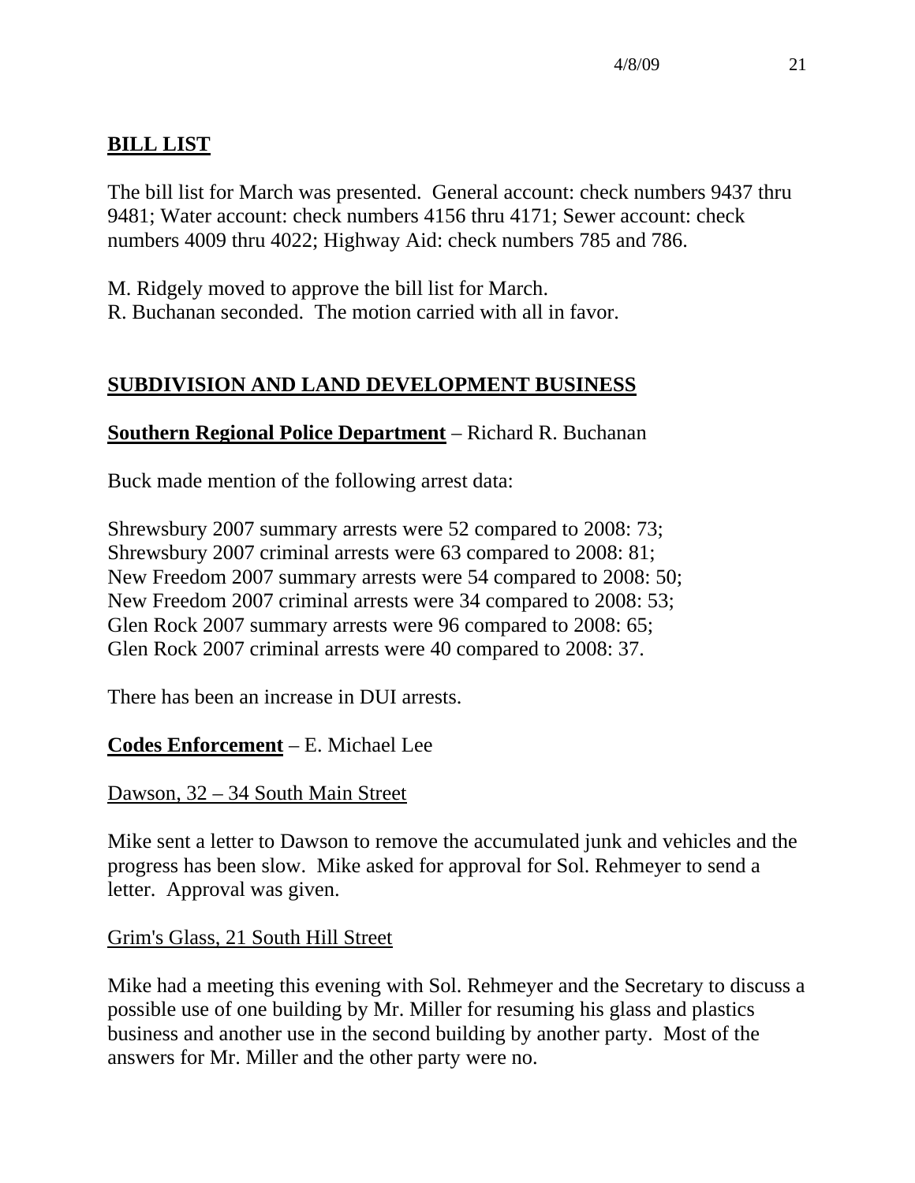## **BILL LIST**

The bill list for March was presented. General account: check numbers 9437 thru 9481; Water account: check numbers 4156 thru 4171; Sewer account: check numbers 4009 thru 4022; Highway Aid: check numbers 785 and 786.

M. Ridgely moved to approve the bill list for March.
R. Buchanan seconded. The motion carried with all in favor.

## **SUBDIVISION AND LAND DEVELOPMENT BUSINESS**

**Southern Regional Police Department** – Richard R. Buchanan

Buck made mention of the following arrest data:

Shrewsbury 2007 summary arrests were 52 compared to 2008: 73;
Shrewsbury 2007 criminal arrests were 63 compared to 2008: 81;
New Freedom 2007 summary arrests were 54 compared to 2008: 50;
New Freedom 2007 criminal arrests were 34 compared to 2008: 53;
Glen Rock 2007 summary arrests were 96 compared to 2008: 65;
Glen Rock 2007 criminal arrests were 40 compared to 2008: 37.

There has been an increase in DUI arrests.

**Codes Enforcement** – E. Michael Lee

Dawson, 32 – 34 South Main Street

Mike sent a letter to Dawson to remove the accumulated junk and vehicles and the progress has been slow. Mike asked for approval for Sol. Rehmeyer to send a letter. Approval was given.

Grim's Glass, 21 South Hill Street

Mike had a meeting this evening with Sol. Rehmeyer and the Secretary to discuss a possible use of one building by Mr. Miller for resuming his glass and plastics business and another use in the second building by another party. Most of the answers for Mr. Miller and the other party were no.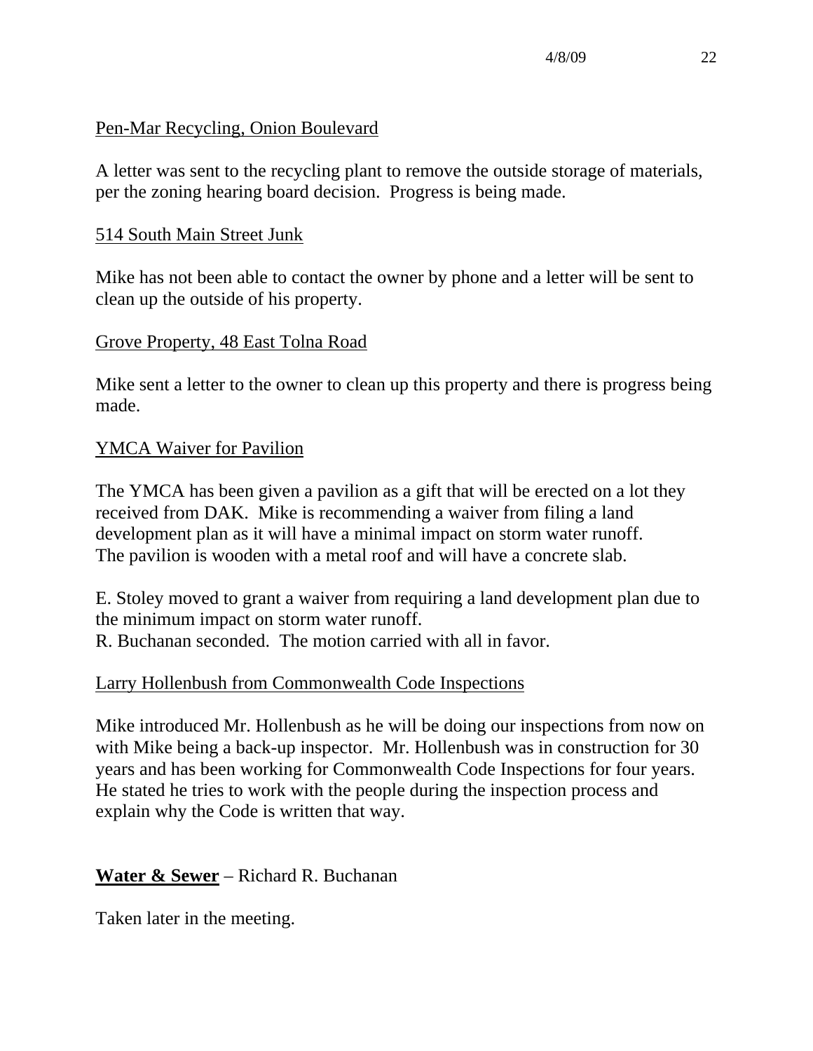Pen-Mar Recycling, Onion Boulevard

A letter was sent to the recycling plant to remove the outside storage of materials, per the zoning hearing board decision. Progress is being made.

514 South Main Street Junk

Mike has not been able to contact the owner by phone and a letter will be sent to clean up the outside of his property.

Grove Property, 48 East Tolna Road

Mike sent a letter to the owner to clean up this property and there is progress being made.

YMCA Waiver for Pavilion

The YMCA has been given a pavilion as a gift that will be erected on a lot they received from DAK. Mike is recommending a waiver from filing a land development plan as it will have a minimal impact on storm water runoff. The pavilion is wooden with a metal roof and will have a concrete slab.

E. Stoley moved to grant a waiver from requiring a land development plan due to the minimum impact on storm water runoff.
R. Buchanan seconded. The motion carried with all in favor.

Larry Hollenbush from Commonwealth Code Inspections

Mike introduced Mr. Hollenbush as he will be doing our inspections from now on with Mike being a back-up inspector. Mr. Hollenbush was in construction for 30 years and has been working for Commonwealth Code Inspections for four years. He stated he tries to work with the people during the inspection process and explain why the Code is written that way.

**Water & Sewer** – Richard R. Buchanan

Taken later in the meeting.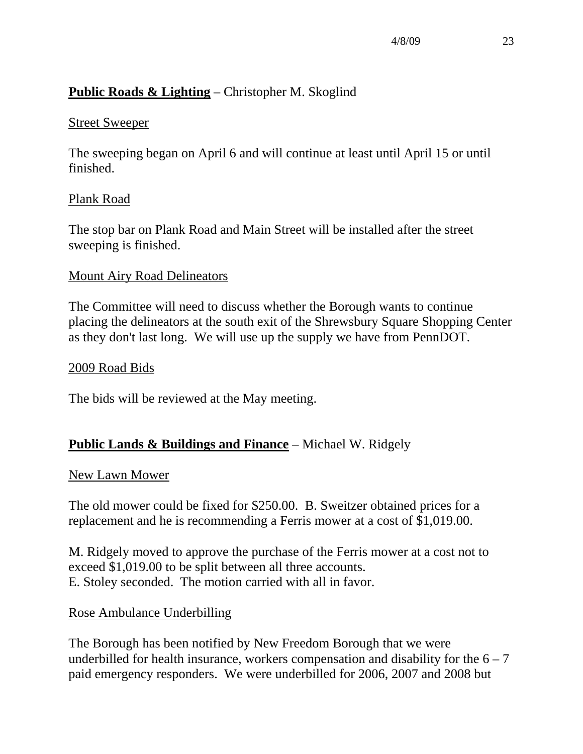**Public Roads & Lighting** – Christopher M. Skoglind

Street Sweeper

The sweeping began on April 6 and will continue at least until April 15 or until finished.

Plank Road

The stop bar on Plank Road and Main Street will be installed after the street sweeping is finished.

Mount Airy Road Delineators

The Committee will need to discuss whether the Borough wants to continue placing the delineators at the south exit of the Shrewsbury Square Shopping Center as they don't last long. We will use up the supply we have from PennDOT.

2009 Road Bids

The bids will be reviewed at the May meeting.

**Public Lands & Buildings and Finance** – Michael W. Ridgely

New Lawn Mower

The old mower could be fixed for $250.00. B. Sweitzer obtained prices for a replacement and he is recommending a Ferris mower at a cost of $1,019.00.

M. Ridgely moved to approve the purchase of the Ferris mower at a cost not to exceed $1,019.00 to be split between all three accounts.
E. Stoley seconded. The motion carried with all in favor.

Rose Ambulance Underbilling

The Borough has been notified by New Freedom Borough that we were underbilled for health insurance, workers compensation and disability for the 6 – 7 paid emergency responders. We were underbilled for 2006, 2007 and 2008 but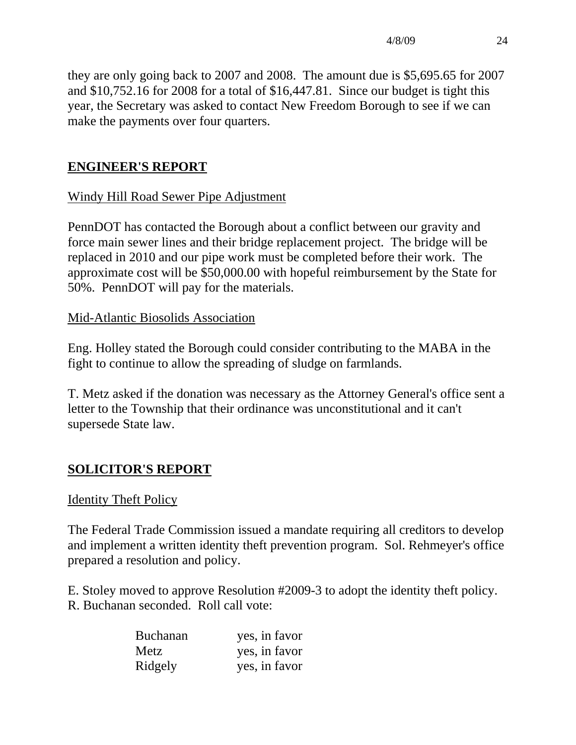they are only going back to 2007 and 2008. The amount due is $5,695.65 for 2007 and $10,752.16 for 2008 for a total of $16,447.81. Since our budget is tight this year, the Secretary was asked to contact New Freedom Borough to see if we can make the payments over four quarters.

## ENGINEER'S REPORT

Windy Hill Road Sewer Pipe Adjustment

PennDOT has contacted the Borough about a conflict between our gravity and force main sewer lines and their bridge replacement project. The bridge will be replaced in 2010 and our pipe work must be completed before their work. The approximate cost will be $50,000.00 with hopeful reimbursement by the State for 50%. PennDOT will pay for the materials.

Mid-Atlantic Biosolids Association

Eng. Holley stated the Borough could consider contributing to the MABA in the fight to continue to allow the spreading of sludge on farmlands.

T. Metz asked if the donation was necessary as the Attorney General's office sent a letter to the Township that their ordinance was unconstitutional and it can't supersede State law.

## SOLICITOR'S REPORT

Identity Theft Policy

The Federal Trade Commission issued a mandate requiring all creditors to develop and implement a written identity theft prevention program. Sol. Rehmeyer's office prepared a resolution and policy.

E. Stoley moved to approve Resolution #2009-3 to adopt the identity theft policy. R. Buchanan seconded. Roll call vote:

| | |
|---|---|
| Buchanan | yes, in favor |
| Metz | yes, in favor |
| Ridgely | yes, in favor |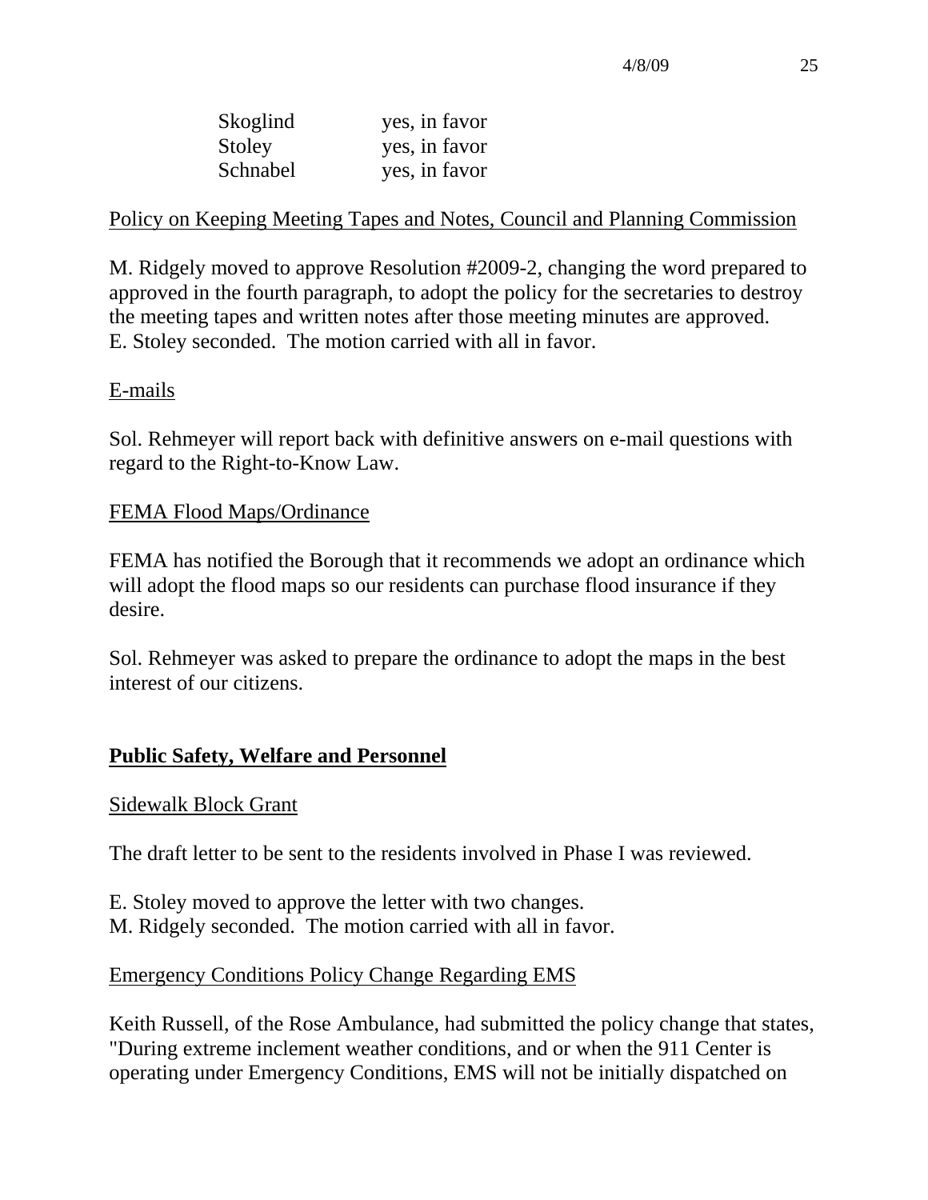| | |
|---|---|
| Skoglind | yes, in favor |
| Stoley | yes, in favor |
| Schnabel | yes, in favor |

<u>Policy on Keeping Meeting Tapes and Notes, Council and Planning Commission</u>

M. Ridgely moved to approve Resolution #2009-2, changing the word prepared to approved in the fourth paragraph, to adopt the policy for the secretaries to destroy the meeting tapes and written notes after those meeting minutes are approved.
E. Stoley seconded. The motion carried with all in favor.

<u>E-mails</u>

Sol. Rehmeyer will report back with definitive answers on e-mail questions with regard to the Right-to-Know Law.

<u>FEMA Flood Maps/Ordinance</u>

FEMA has notified the Borough that it recommends we adopt an ordinance which will adopt the flood maps so our residents can purchase flood insurance if they desire.

Sol. Rehmeyer was asked to prepare the ordinance to adopt the maps in the best interest of our citizens.

## **<u>Public Safety, Welfare and Personnel</u>**

<u>Sidewalk Block Grant</u>

The draft letter to be sent to the residents involved in Phase I was reviewed.

E. Stoley moved to approve the letter with two changes.
M. Ridgely seconded. The motion carried with all in favor.

<u>Emergency Conditions Policy Change Regarding EMS</u>

Keith Russell, of the Rose Ambulance, had submitted the policy change that states, "During extreme inclement weather conditions, and or when the 911 Center is operating under Emergency Conditions, EMS will not be initially dispatched on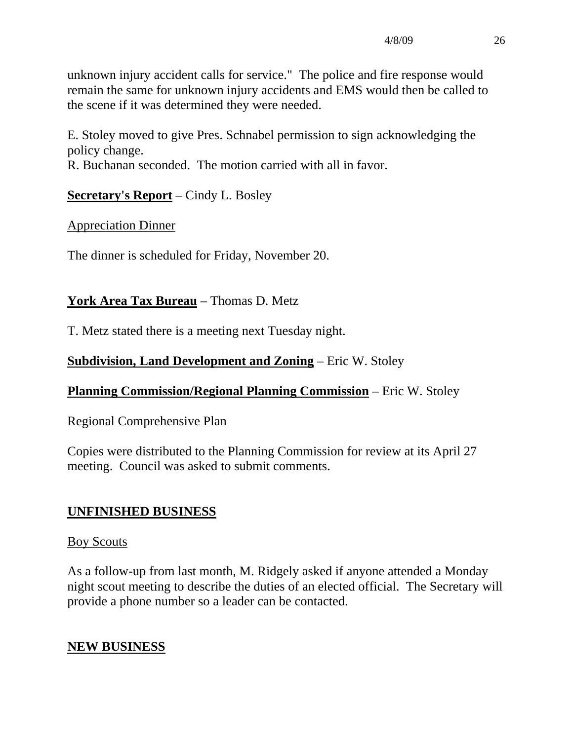unknown injury accident calls for service." The police and fire response would remain the same for unknown injury accidents and EMS would then be called to the scene if it was determined they were needed.

E. Stoley moved to give Pres. Schnabel permission to sign acknowledging the policy change.
R. Buchanan seconded. The motion carried with all in favor.

**Secretary's Report** – Cindy L. Bosley

Appreciation Dinner

The dinner is scheduled for Friday, November 20.

**York Area Tax Bureau** – Thomas D. Metz

T. Metz stated there is a meeting next Tuesday night.

**Subdivision, Land Development and Zoning** – Eric W. Stoley

**Planning Commission/Regional Planning Commission** – Eric W. Stoley

Regional Comprehensive Plan

Copies were distributed to the Planning Commission for review at its April 27 meeting. Council was asked to submit comments.

## UNFINISHED BUSINESS

Boy Scouts

As a follow-up from last month, M. Ridgely asked if anyone attended a Monday night scout meeting to describe the duties of an elected official. The Secretary will provide a phone number so a leader can be contacted.

## NEW BUSINESS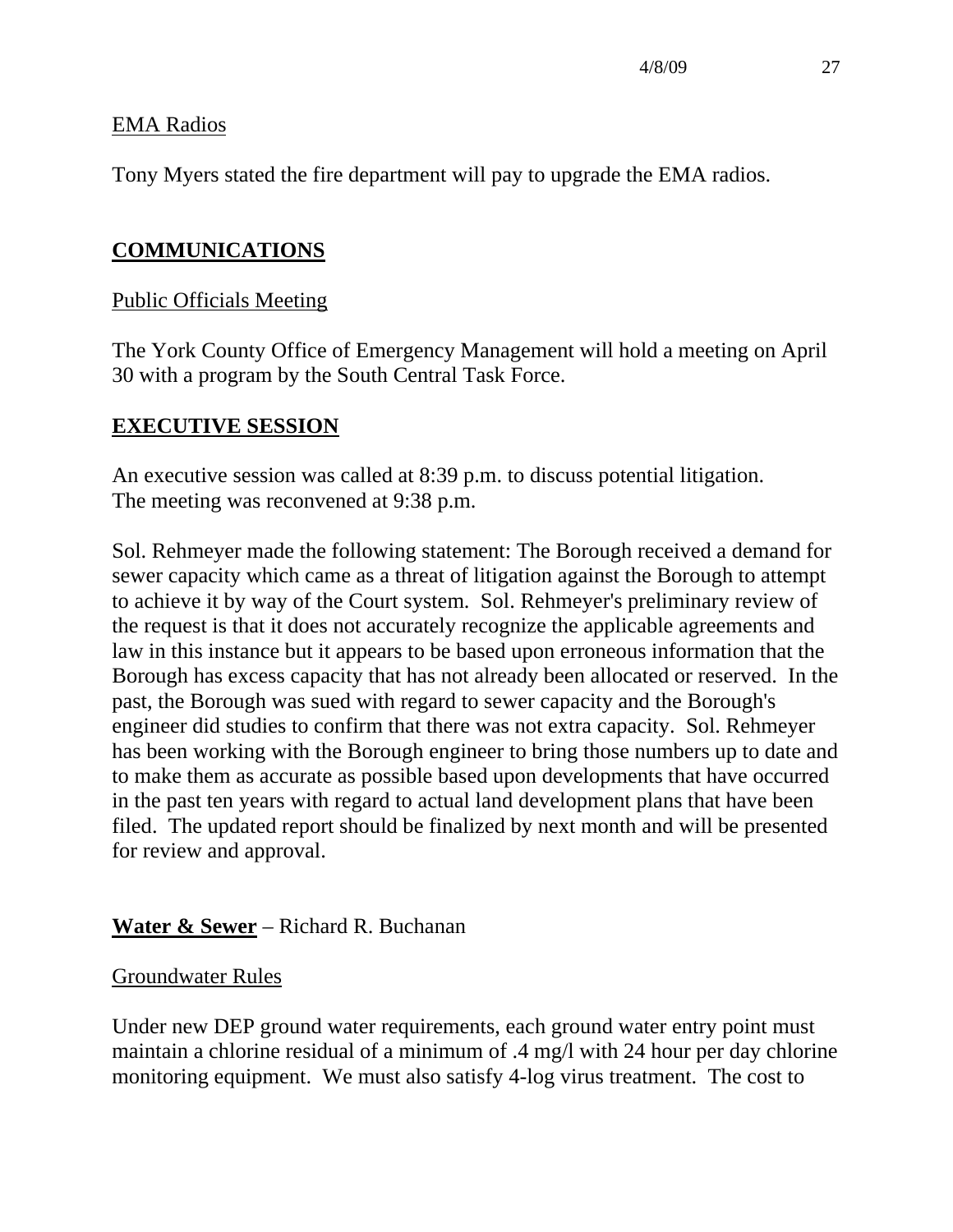EMA Radios

Tony Myers stated the fire department will pay to upgrade the EMA radios.

## COMMUNICATIONS

Public Officials Meeting

The York County Office of Emergency Management will hold a meeting on April 30 with a program by the South Central Task Force.

## EXECUTIVE SESSION

An executive session was called at 8:39 p.m. to discuss potential litigation.
The meeting was reconvened at 9:38 p.m.

Sol. Rehmeyer made the following statement: The Borough received a demand for sewer capacity which came as a threat of litigation against the Borough to attempt to achieve it by way of the Court system. Sol. Rehmeyer's preliminary review of the request is that it does not accurately recognize the applicable agreements and law in this instance but it appears to be based upon erroneous information that the Borough has excess capacity that has not already been allocated or reserved. In the past, the Borough was sued with regard to sewer capacity and the Borough's engineer did studies to confirm that there was not extra capacity. Sol. Rehmeyer has been working with the Borough engineer to bring those numbers up to date and to make them as accurate as possible based upon developments that have occurred in the past ten years with regard to actual land development plans that have been filed. The updated report should be finalized by next month and will be presented for review and approval.

**Water & Sewer** – Richard R. Buchanan

Groundwater Rules

Under new DEP ground water requirements, each ground water entry point must maintain a chlorine residual of a minimum of .4 mg/l with 24 hour per day chlorine monitoring equipment. We must also satisfy 4-log virus treatment. The cost to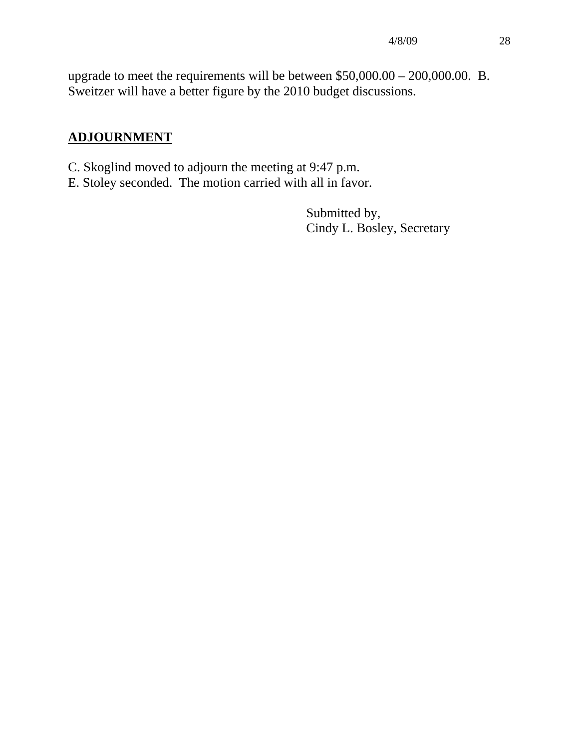upgrade to meet the requirements will be between $50,000.00 – 200,000.00. B. Sweitzer will have a better figure by the 2010 budget discussions.

**ADJOURNMENT**

C. Skoglind moved to adjourn the meeting at 9:47 p.m.
E. Stoley seconded. The motion carried with all in favor.

Submitted by,
Cindy L. Bosley, Secretary